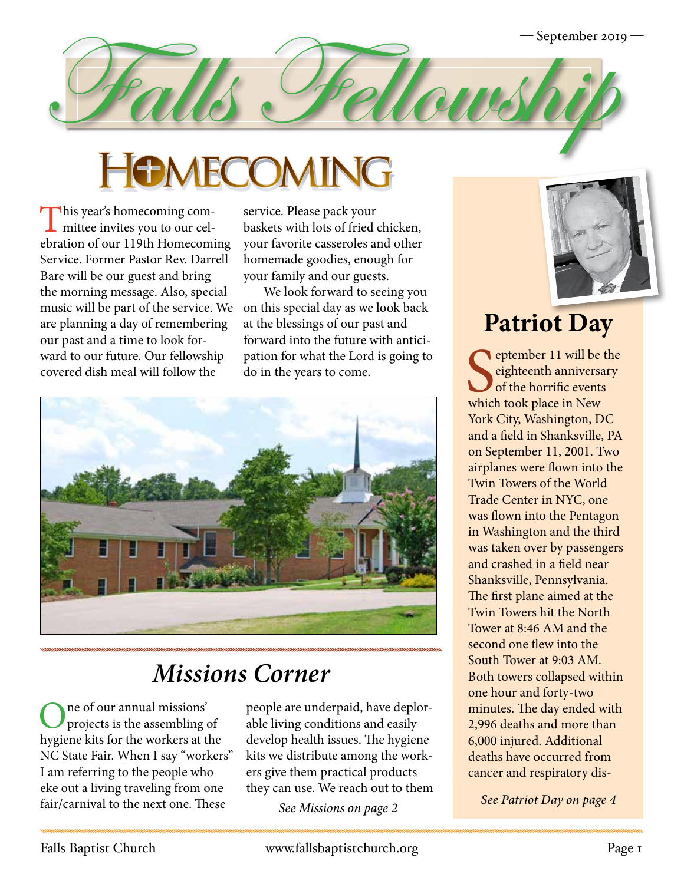— September 2019 —

# Falls Fellowship

## Homecoming

This year's homecoming committee invites you to our celebration of our 119th Homecoming Service. Former Pastor Rev. Darrell Bare will be our guest and bring the morning message. Also, special music will be part of the service. We are planning a day of remembering our past and a time to look forward to our future. Our fellowship covered dish meal will follow the service. Please pack your baskets with lots of fried chicken, your favorite casseroles and other homemade goodies, enough for your family and our guests.

We look forward to seeing you on this special day as we look back at the blessings of our past and forward into the future with anticipation for what the Lord is going to do in the years to come.

## *Missions Corner*

One of our annual missions' projects is the assembling of hygiene kits for the workers at the NC State Fair. When I say "workers" I am referring to the people who eke out a living traveling from one fair/carnival to the next one. These people are underpaid, have deplorable living conditions and easily develop health issues. The hygiene kits we distribute among the workers give them practical products they can use. We reach out to them

*See Missions on page 2*

## Patriot Day

September 11 will be the eighteenth anniversary of the horrific events which took place in New York City, Washington, DC and a field in Shanksville, PA on September 11, 2001. Two airplanes were flown into the Twin Towers of the World Trade Center in NYC, one was flown into the Pentagon in Washington and the third was taken over by passengers and crashed in a field near Shanksville, Pennsylvania. The first plane aimed at the Twin Towers hit the North Tower at 8:46 AM and the second one flew into the South Tower at 9:03 AM. Both towers collapsed within one hour and forty-two minutes. The day ended with 2,996 deaths and more than 6,000 injured. Additional deaths have occurred from cancer and respiratory dis-

*See Patriot Day on page 4*

Falls Baptist Church www.fallsbaptistchurch.org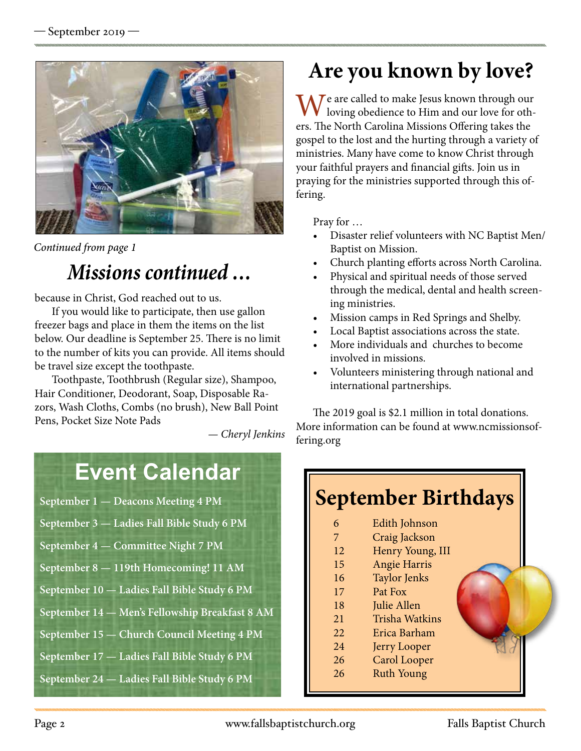*Continued from page 1*

## *Missions continued …*

because in Christ, God reached out to us.

If you would like to participate, then use gallon freezer bags and place in them the items on the list below. Our deadline is September 25. There is no limit to the number of kits you can provide. All items should be travel size except the toothpaste.

Toothpaste, Toothbrush (Regular size), Shampoo, Hair Conditioner, Deodorant, Soap, Disposable Razors, Wash Cloths, Combs (no brush), New Ball Point Pens, Pocket Size Note Pads

— *Cheryl Jenkins*

## Event Calendar

**September 1 — Deacons Meeting 4 PM**

**September 3 — Ladies Fall Bible Study 6 PM**

**September 4 — Committee Night 7 PM**

**September 8 — 119th Homecoming! 11 AM**

**September 10 — Ladies Fall Bible Study 6 PM**

**September 14 — Men's Fellowship Breakfast 8 AM**

**September 15 — Church Council Meeting 4 PM**

**September 17 — Ladies Fall Bible Study 6 PM**

**September 24 — Ladies Fall Bible Study 6 PM**

# Are you known by love?

We are called to make Jesus known through our loving obedience to Him and our love for others. The North Carolina Missions Offering takes the gospel to the lost and the hurting through a variety of ministries. Many have come to know Christ through your faithful prayers and financial gifts. Join us in praying for the ministries supported through this offering.

Pray for …

- Disaster relief volunteers with NC Baptist Men/ Baptist on Mission.
- Church planting efforts across North Carolina.
- Physical and spiritual needs of those served through the medical, dental and health screening ministries.
- Mission camps in Red Springs and Shelby.
- Local Baptist associations across the state.
- More individuals and churches to become involved in missions.
- Volunteers ministering through national and international partnerships.

The 2019 goal is $2.1 million in total donations. More information can be found at www.ncmissionsoffering.org

## September Birthdays

| | |
|---|---|
| 6 | Edith Johnson |
| 7 | Craig Jackson |
| 12 | Henry Young, III |
| 15 | Angie Harris |
| 16 | Taylor Jenks |
| 17 | Pat Fox |
| 18 | Julie Allen |
| 21 | Trisha Watkins |
| 22 | Erica Barham |
| 24 | Jerry Looper |
| 26 | Carol Looper |
| 26 | Ruth Young |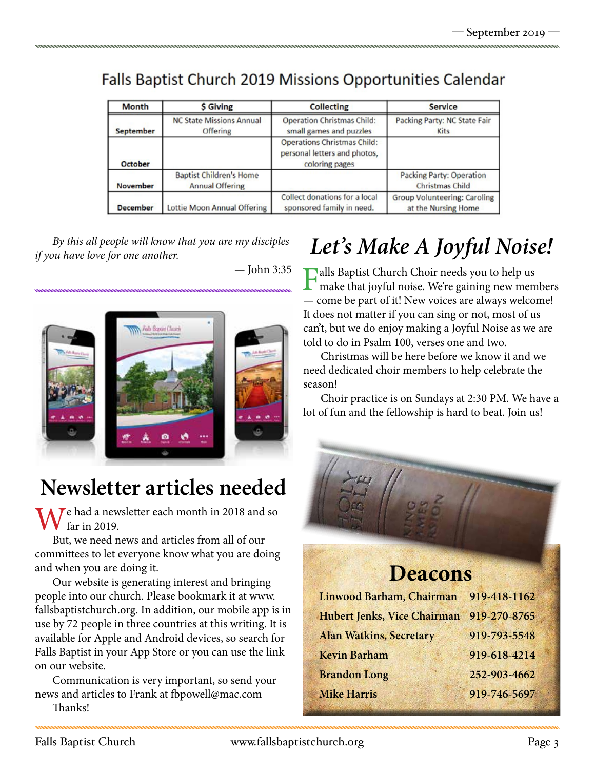## Falls Baptist Church 2019 Missions Opportunities Calendar

| Month | $ Giving | Collecting | Service |
|---|---|---|---|
| September | NC State Missions Annual Offering | Operation Christmas Child: small games and puzzles | Packing Party: NC State Fair Kits |
| October | | Operations Christmas Child: personal letters and photos, coloring pages | |
| November | Baptist Children's Home Annual Offering | | Packing Party: Operation Christmas Child |
| December | Lottie Moon Annual Offering | Collect donations for a local sponsored family in need. | Group Volunteering: Caroling at the Nursing Home |

*By this all people will know that you are my disciples if you have love for one another.*

— John 3:35

# Newsletter articles needed

We had a newsletter each month in 2018 and so far in 2019.

But, we need news and articles from all of our committees to let everyone know what you are doing and when you are doing it.

Our website is generating interest and bringing people into our church. Please bookmark it at www.fallsbaptistchurch.org. In addition, our mobile app is in use by 72 people in three countries at this writing. It is available for Apple and Android devices, so search for Falls Baptist in your App Store or you can use the link on our website.

Communication is very important, so send your news and articles to Frank at fbpowell@mac.com

Thanks!

# *Let's Make A Joyful Noise!*

Falls Baptist Church Choir needs you to help us make that joyful noise. We're gaining new members — come be part of it! New voices are always welcome! It does not matter if you can sing or not, most of us can't, but we do enjoy making a Joyful Noise as we are told to do in Psalm 100, verses one and two.

Christmas will be here before we know it and we need dedicated choir members to help celebrate the season!

Choir practice is on Sundays at 2:30 PM. We have a lot of fun and the fellowship is hard to beat. Join us!

## Deacons

| | |
|---|---|
| **Linwood Barham, Chairman** | **919-418-1162** |
| **Hubert Jenks, Vice Chairman** | **919-270-8765** |
| **Alan Watkins, Secretary** | **919-793-5548** |
| **Kevin Barham** | **919-618-4214** |
| **Brandon Long** | **252-903-4662** |
| **Mike Harris** | **919-746-5697** |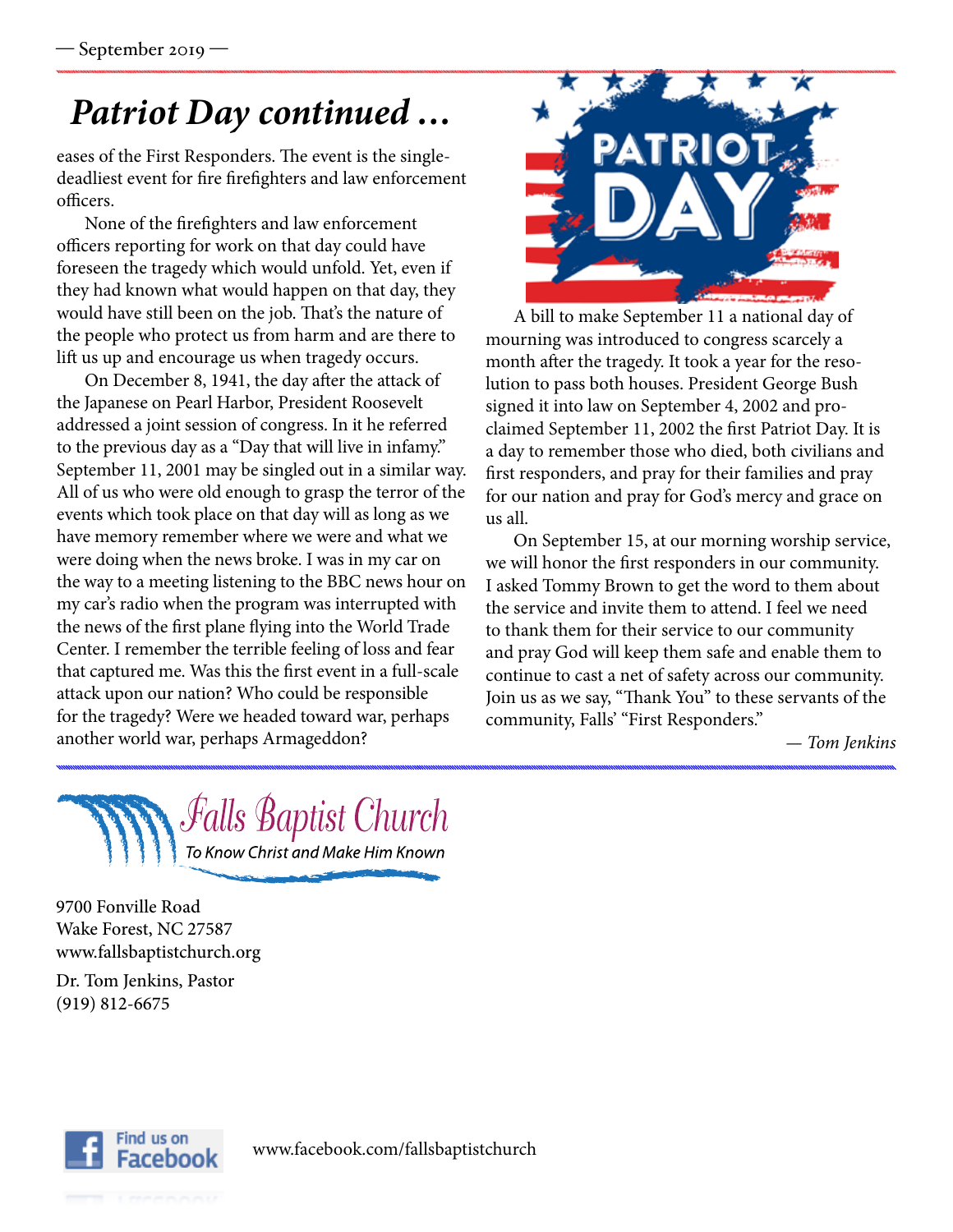# Patriot Day continued …

eases of the First Responders. The event is the single-deadliest event for fire firefighters and law enforcement officers.

None of the firefighters and law enforcement officers reporting for work on that day could have foreseen the tragedy which would unfold. Yet, even if they had known what would happen on that day, they would have still been on the job. That's the nature of the people who protect us from harm and are there to lift us up and encourage us when tragedy occurs.

On December 8, 1941, the day after the attack of the Japanese on Pearl Harbor, President Roosevelt addressed a joint session of congress. In it he referred to the previous day as a "Day that will live in infamy." September 11, 2001 may be singled out in a similar way. All of us who were old enough to grasp the terror of the events which took place on that day will as long as we have memory remember where we were and what we were doing when the news broke. I was in my car on the way to a meeting listening to the BBC news hour on my car's radio when the program was interrupted with the news of the first plane flying into the World Trade Center. I remember the terrible feeling of loss and fear that captured me. Was this the first event in a full-scale attack upon our nation? Who could be responsible for the tragedy? Were we headed toward war, perhaps another world war, perhaps Armageddon?

PATRIOT DAY

A bill to make September 11 a national day of mourning was introduced to congress scarcely a month after the tragedy. It took a year for the resolution to pass both houses. President George Bush signed it into law on September 4, 2002 and proclaimed September 11, 2002 the first Patriot Day. It is a day to remember those who died, both civilians and first responders, and pray for their families and pray for our nation and pray for God's mercy and grace on us all.

On September 15, at our morning worship service, we will honor the first responders in our community. I asked Tommy Brown to get the word to them about the service and invite them to attend. I feel we need to thank them for their service to our community and pray God will keep them safe and enable them to continue to cast a net of safety across our community. Join us as we say, "Thank You" to these servants of the community, Falls' "First Responders."

*— Tom Jenkins*

---

**Falls Baptist Church**
*To Know Christ and Make Him Known*

9700 Fonville Road
Wake Forest, NC 27587
www.fallsbaptistchurch.org

Dr. Tom Jenkins, Pastor
(919) 812-6675

Find us on Facebook
www.facebook.com/fallsbaptistchurch